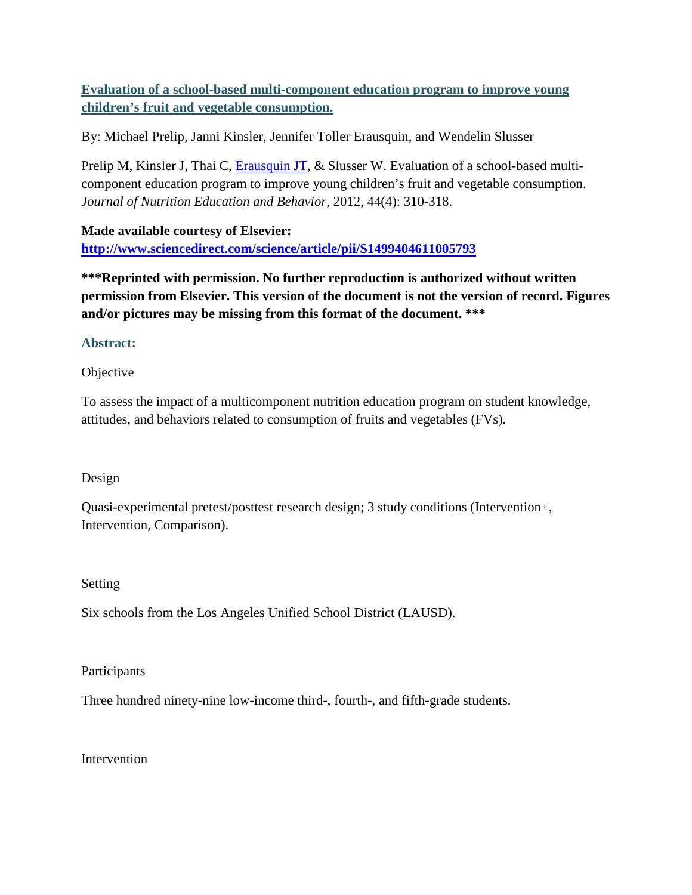# [Evaluation of a school-based multi-component education program to improve young children's fruit and vegetable consumption.](http://www.sciencedirect.com/science/article/pii/S1499404611005793)

By: Michael Prelip, Janni Kinsler, Jennifer Toller Erausquin, and Wendelin Slusser

Prelip M, Kinsler J, Thai C, Erausquin JT, & Slusser W. Evaluation of a school-based multi-component education program to improve young children's fruit and vegetable consumption. *Journal of Nutrition Education and Behavior*, 2012, 44(4): 310-318.

**Made available courtesy of Elsevier:**
**[http://www.sciencedirect.com/science/article/pii/S1499404611005793](http://www.sciencedirect.com/science/article/pii/S1499404611005793)**

**\*\*\*Reprinted with permission. No further reproduction is authorized without written permission from Elsevier. This version of the document is not the version of record. Figures and/or pictures may be missing from this format of the document. \*\*\***

## Abstract:

Objective

To assess the impact of a multicomponent nutrition education program on student knowledge, attitudes, and behaviors related to consumption of fruits and vegetables (FVs).

Design

Quasi-experimental pretest/posttest research design; 3 study conditions (Intervention+, Intervention, Comparison).

Setting

Six schools from the Los Angeles Unified School District (LAUSD).

Participants

Three hundred ninety-nine low-income third-, fourth-, and fifth-grade students.

Intervention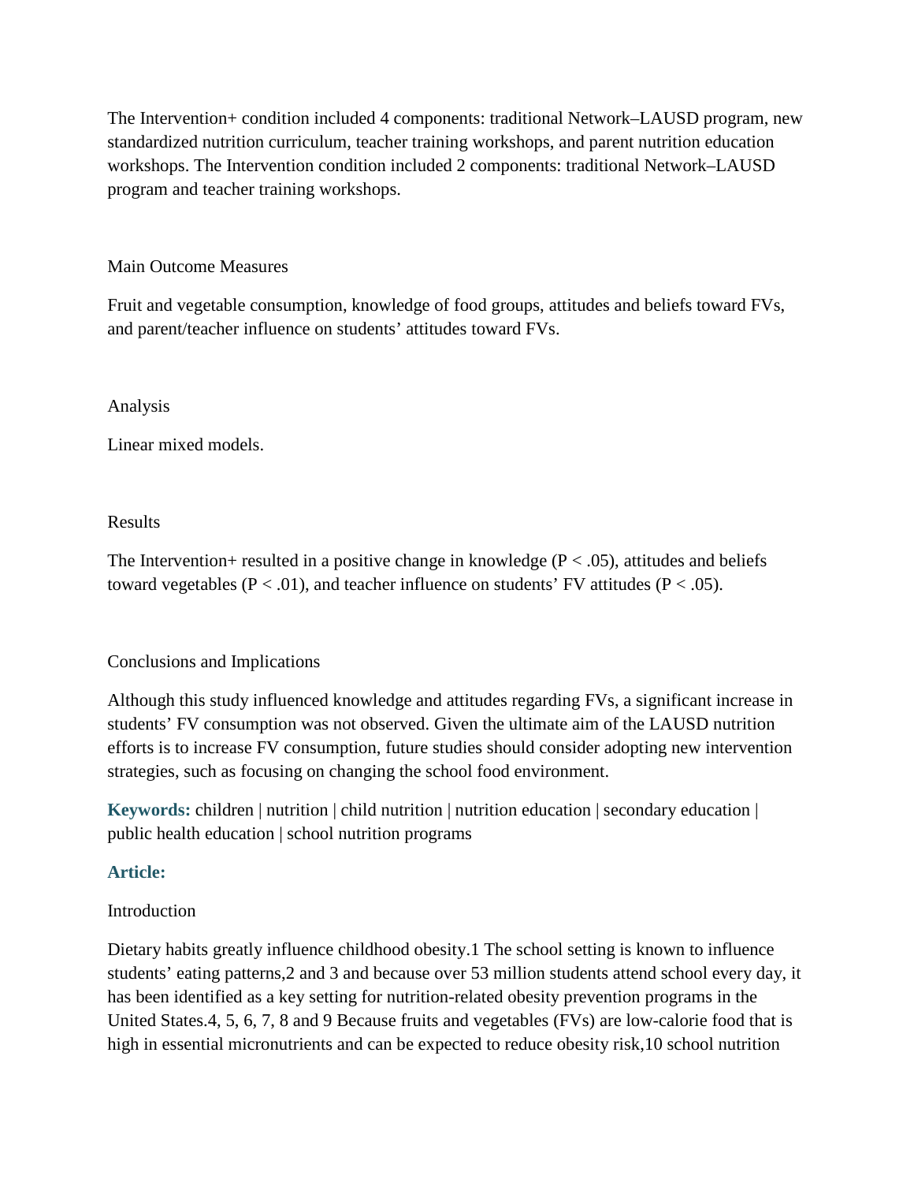The Intervention+ condition included 4 components: traditional Network–LAUSD program, new standardized nutrition curriculum, teacher training workshops, and parent nutrition education workshops. The Intervention condition included 2 components: traditional Network–LAUSD program and teacher training workshops.

Main Outcome Measures

Fruit and vegetable consumption, knowledge of food groups, attitudes and beliefs toward FVs, and parent/teacher influence on students' attitudes toward FVs.

Analysis

Linear mixed models.

Results

The Intervention+ resulted in a positive change in knowledge ($P < .05$), attitudes and beliefs toward vegetables ($P < .01$), and teacher influence on students' FV attitudes ($P < .05$).

Conclusions and Implications

Although this study influenced knowledge and attitudes regarding FVs, a significant increase in students' FV consumption was not observed. Given the ultimate aim of the LAUSD nutrition efforts is to increase FV consumption, future studies should consider adopting new intervention strategies, such as focusing on changing the school food environment.

**Keywords:** children | nutrition | child nutrition | nutrition education | secondary education | public health education | school nutrition programs

**Article:**

Introduction

Dietary habits greatly influence childhood obesity.1 The school setting is known to influence students' eating patterns,2 and 3 and because over 53 million students attend school every day, it has been identified as a key setting for nutrition-related obesity prevention programs in the United States.4, 5, 6, 7, 8 and 9 Because fruits and vegetables (FVs) are low-calorie food that is high in essential micronutrients and can be expected to reduce obesity risk,10 school nutrition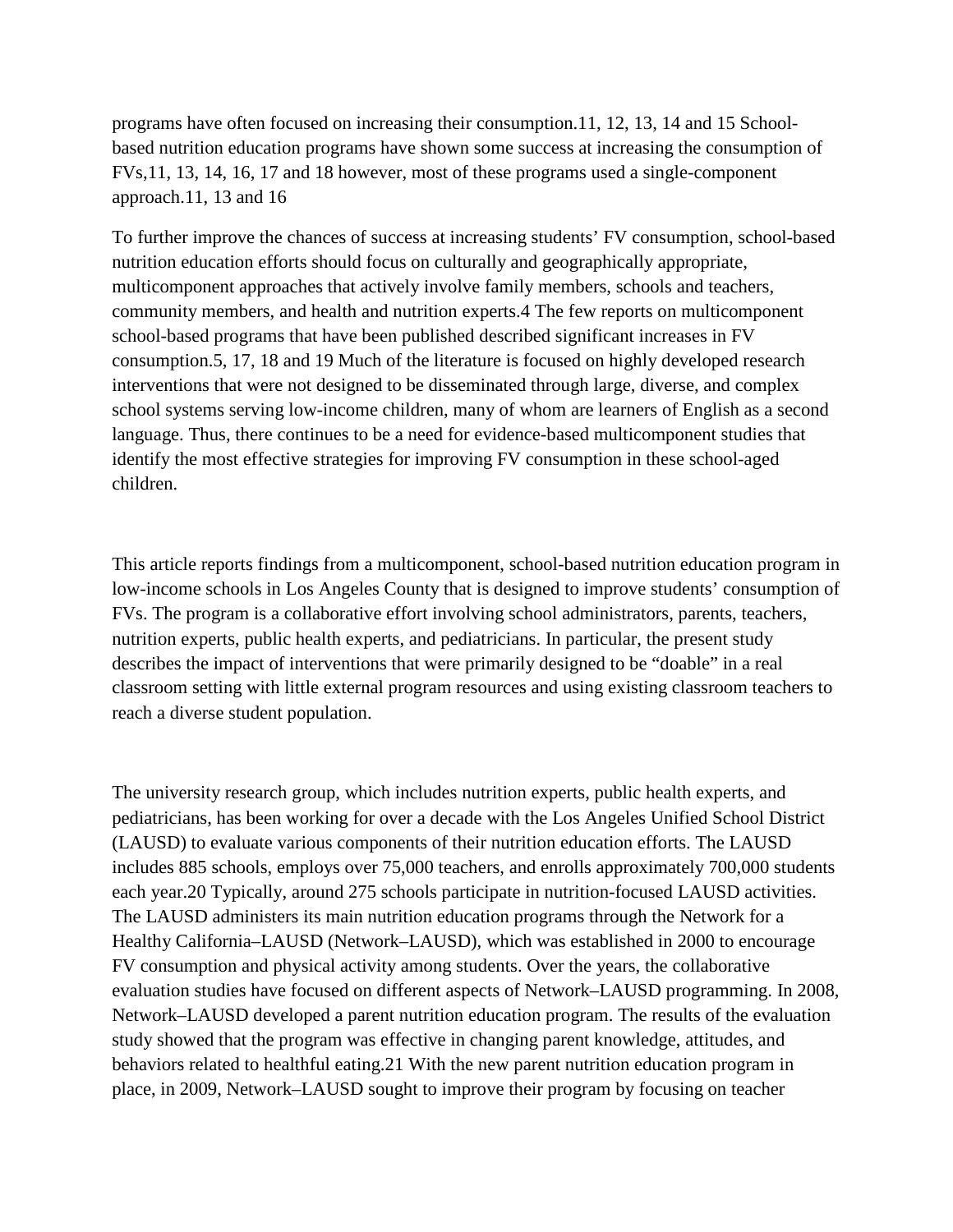programs have often focused on increasing their consumption.11, 12, 13, 14 and 15 School-based nutrition education programs have shown some success at increasing the consumption of FVs,11, 13, 14, 16, 17 and 18 however, most of these programs used a single-component approach.11, 13 and 16

To further improve the chances of success at increasing students' FV consumption, school-based nutrition education efforts should focus on culturally and geographically appropriate, multicomponent approaches that actively involve family members, schools and teachers, community members, and health and nutrition experts.4 The few reports on multicomponent school-based programs that have been published described significant increases in FV consumption.5, 17, 18 and 19 Much of the literature is focused on highly developed research interventions that were not designed to be disseminated through large, diverse, and complex school systems serving low-income children, many of whom are learners of English as a second language. Thus, there continues to be a need for evidence-based multicomponent studies that identify the most effective strategies for improving FV consumption in these school-aged children.

This article reports findings from a multicomponent, school-based nutrition education program in low-income schools in Los Angeles County that is designed to improve students' consumption of FVs. The program is a collaborative effort involving school administrators, parents, teachers, nutrition experts, public health experts, and pediatricians. In particular, the present study describes the impact of interventions that were primarily designed to be "doable" in a real classroom setting with little external program resources and using existing classroom teachers to reach a diverse student population.

The university research group, which includes nutrition experts, public health experts, and pediatricians, has been working for over a decade with the Los Angeles Unified School District (LAUSD) to evaluate various components of their nutrition education efforts. The LAUSD includes 885 schools, employs over 75,000 teachers, and enrolls approximately 700,000 students each year.20 Typically, around 275 schools participate in nutrition-focused LAUSD activities. The LAUSD administers its main nutrition education programs through the Network for a Healthy California–LAUSD (Network–LAUSD), which was established in 2000 to encourage FV consumption and physical activity among students. Over the years, the collaborative evaluation studies have focused on different aspects of Network–LAUSD programming. In 2008, Network–LAUSD developed a parent nutrition education program. The results of the evaluation study showed that the program was effective in changing parent knowledge, attitudes, and behaviors related to healthful eating.21 With the new parent nutrition education program in place, in 2009, Network–LAUSD sought to improve their program by focusing on teacher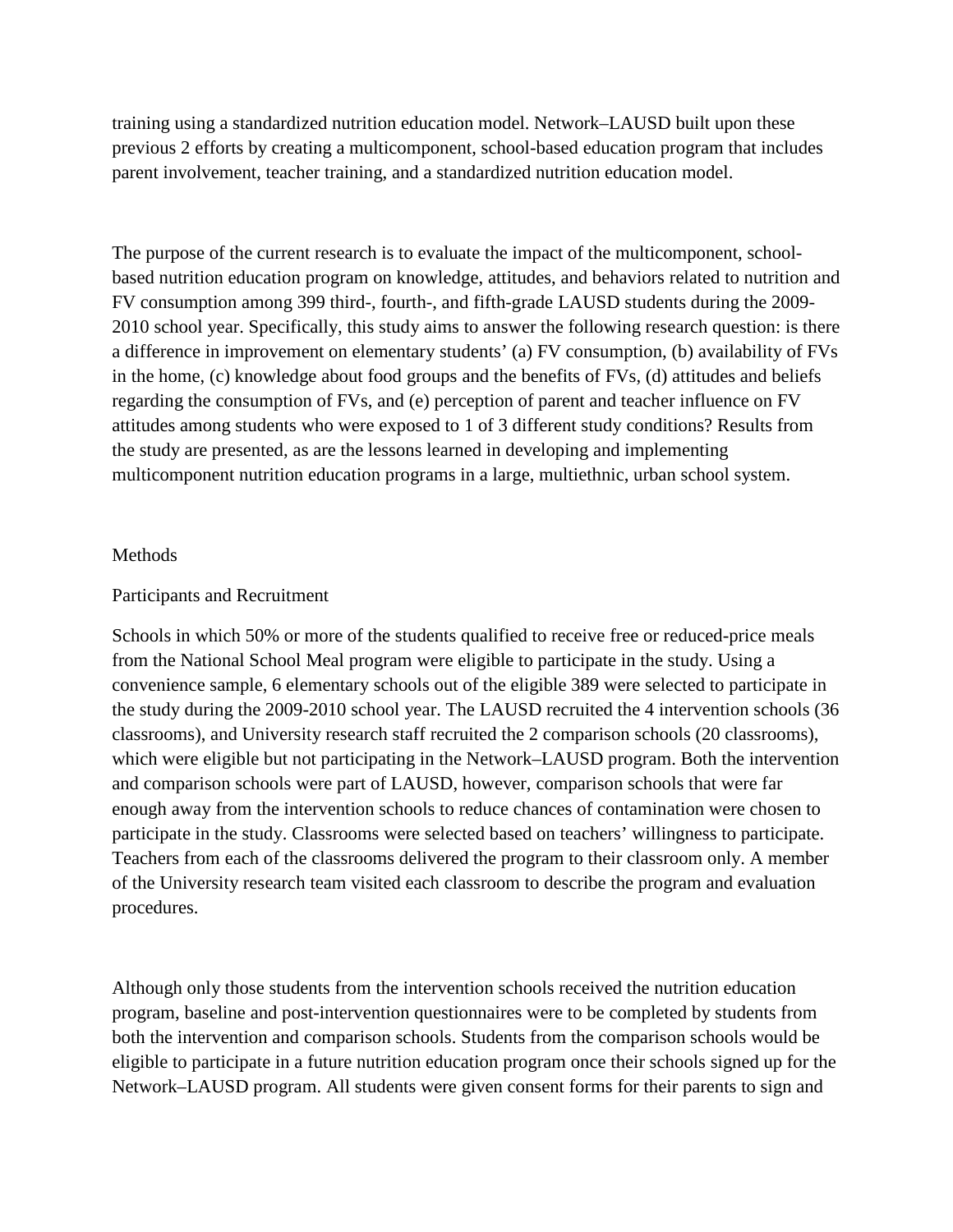training using a standardized nutrition education model. Network–LAUSD built upon these previous 2 efforts by creating a multicomponent, school-based education program that includes parent involvement, teacher training, and a standardized nutrition education model.

The purpose of the current research is to evaluate the impact of the multicomponent, school-based nutrition education program on knowledge, attitudes, and behaviors related to nutrition and FV consumption among 399 third-, fourth-, and fifth-grade LAUSD students during the 2009-2010 school year. Specifically, this study aims to answer the following research question: is there a difference in improvement on elementary students' (a) FV consumption, (b) availability of FVs in the home, (c) knowledge about food groups and the benefits of FVs, (d) attitudes and beliefs regarding the consumption of FVs, and (e) perception of parent and teacher influence on FV attitudes among students who were exposed to 1 of 3 different study conditions? Results from the study are presented, as are the lessons learned in developing and implementing multicomponent nutrition education programs in a large, multiethnic, urban school system.

## Methods

### Participants and Recruitment

Schools in which 50% or more of the students qualified to receive free or reduced-price meals from the National School Meal program were eligible to participate in the study. Using a convenience sample, 6 elementary schools out of the eligible 389 were selected to participate in the study during the 2009-2010 school year. The LAUSD recruited the 4 intervention schools (36 classrooms), and University research staff recruited the 2 comparison schools (20 classrooms), which were eligible but not participating in the Network–LAUSD program. Both the intervention and comparison schools were part of LAUSD, however, comparison schools that were far enough away from the intervention schools to reduce chances of contamination were chosen to participate in the study. Classrooms were selected based on teachers' willingness to participate. Teachers from each of the classrooms delivered the program to their classroom only. A member of the University research team visited each classroom to describe the program and evaluation procedures.

Although only those students from the intervention schools received the nutrition education program, baseline and post-intervention questionnaires were to be completed by students from both the intervention and comparison schools. Students from the comparison schools would be eligible to participate in a future nutrition education program once their schools signed up for the Network–LAUSD program. All students were given consent forms for their parents to sign and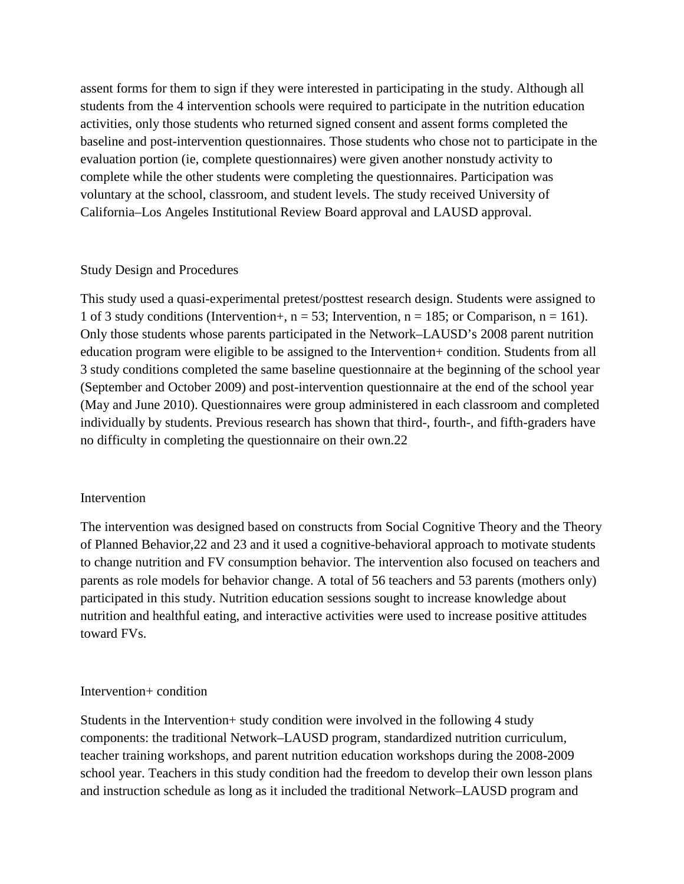assent forms for them to sign if they were interested in participating in the study. Although all students from the 4 intervention schools were required to participate in the nutrition education activities, only those students who returned signed consent and assent forms completed the baseline and post-intervention questionnaires. Those students who chose not to participate in the evaluation portion (ie, complete questionnaires) were given another nonstudy activity to complete while the other students were completing the questionnaires. Participation was voluntary at the school, classroom, and student levels. The study received University of California–Los Angeles Institutional Review Board approval and LAUSD approval.

## Study Design and Procedures

This study used a quasi-experimental pretest/posttest research design. Students were assigned to 1 of 3 study conditions (Intervention+, n = 53; Intervention, n = 185; or Comparison, n = 161). Only those students whose parents participated in the Network–LAUSD's 2008 parent nutrition education program were eligible to be assigned to the Intervention+ condition. Students from all 3 study conditions completed the same baseline questionnaire at the beginning of the school year (September and October 2009) and post-intervention questionnaire at the end of the school year (May and June 2010). Questionnaires were group administered in each classroom and completed individually by students. Previous research has shown that third-, fourth-, and fifth-graders have no difficulty in completing the questionnaire on their own.[22]

## Intervention

The intervention was designed based on constructs from Social Cognitive Theory and the Theory of Planned Behavior,[22 and 23] and it used a cognitive-behavioral approach to motivate students to change nutrition and FV consumption behavior. The intervention also focused on teachers and parents as role models for behavior change. A total of 56 teachers and 53 parents (mothers only) participated in this study. Nutrition education sessions sought to increase knowledge about nutrition and healthful eating, and interactive activities were used to increase positive attitudes toward FVs.

### Intervention+ condition

Students in the Intervention+ study condition were involved in the following 4 study components: the traditional Network–LAUSD program, standardized nutrition curriculum, teacher training workshops, and parent nutrition education workshops during the 2008-2009 school year. Teachers in this study condition had the freedom to develop their own lesson plans and instruction schedule as long as it included the traditional Network–LAUSD program and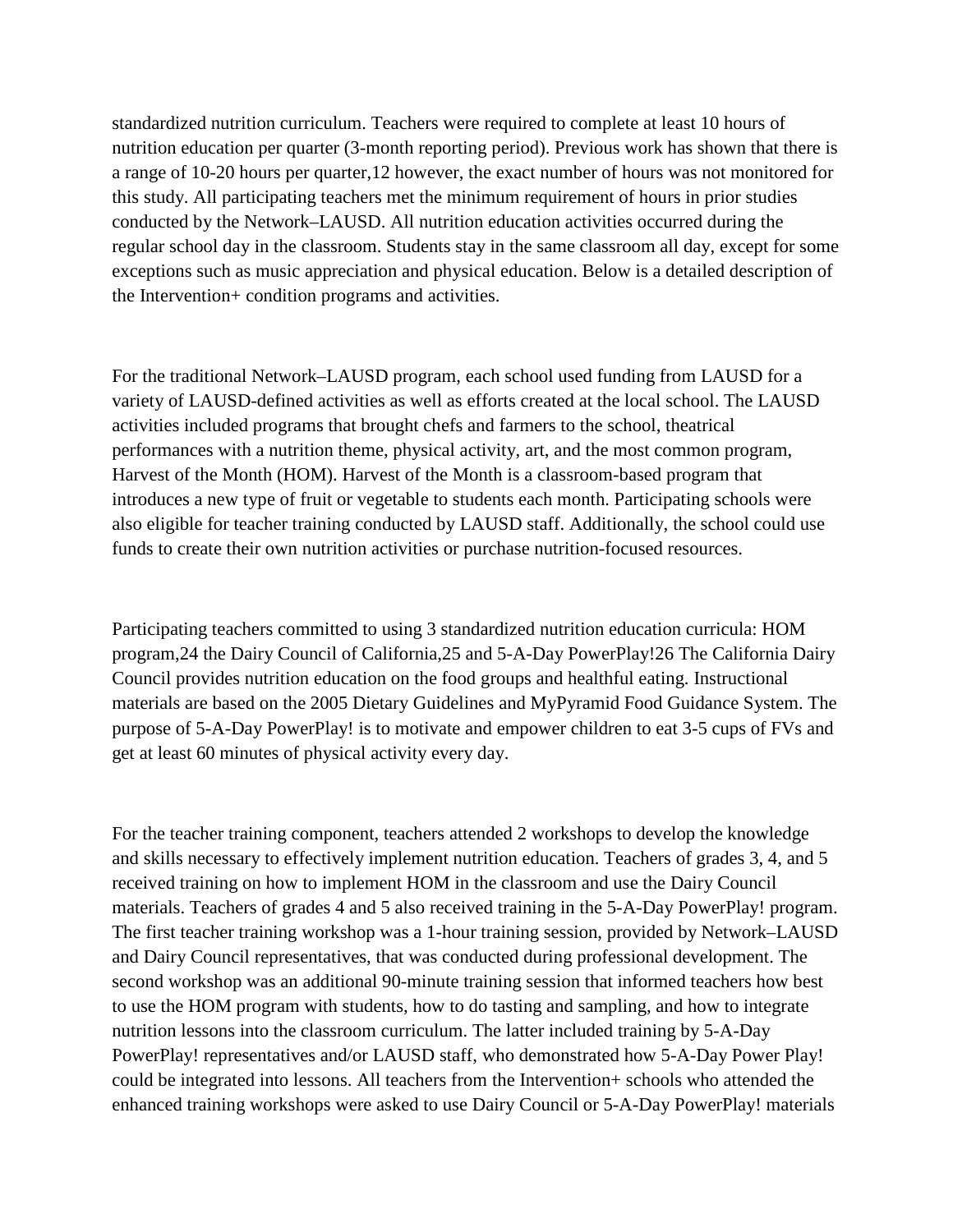standardized nutrition curriculum. Teachers were required to complete at least 10 hours of nutrition education per quarter (3-month reporting period). Previous work has shown that there is a range of 10-20 hours per quarter,[12] however, the exact number of hours was not monitored for this study. All participating teachers met the minimum requirement of hours in prior studies conducted by the Network–LAUSD. All nutrition education activities occurred during the regular school day in the classroom. Students stay in the same classroom all day, except for some exceptions such as music appreciation and physical education. Below is a detailed description of the Intervention+ condition programs and activities.

For the traditional Network–LAUSD program, each school used funding from LAUSD for a variety of LAUSD-defined activities as well as efforts created at the local school. The LAUSD activities included programs that brought chefs and farmers to the school, theatrical performances with a nutrition theme, physical activity, art, and the most common program, Harvest of the Month (HOM). Harvest of the Month is a classroom-based program that introduces a new type of fruit or vegetable to students each month. Participating schools were also eligible for teacher training conducted by LAUSD staff. Additionally, the school could use funds to create their own nutrition activities or purchase nutrition-focused resources.

Participating teachers committed to using 3 standardized nutrition education curricula: HOM program,[24] the Dairy Council of California,[25] and 5-A-Day PowerPlay![26] The California Dairy Council provides nutrition education on the food groups and healthful eating. Instructional materials are based on the 2005 Dietary Guidelines and MyPyramid Food Guidance System. The purpose of 5-A-Day PowerPlay! is to motivate and empower children to eat 3-5 cups of FVs and get at least 60 minutes of physical activity every day.

For the teacher training component, teachers attended 2 workshops to develop the knowledge and skills necessary to effectively implement nutrition education. Teachers of grades 3, 4, and 5 received training on how to implement HOM in the classroom and use the Dairy Council materials. Teachers of grades 4 and 5 also received training in the 5-A-Day PowerPlay! program. The first teacher training workshop was a 1-hour training session, provided by Network–LAUSD and Dairy Council representatives, that was conducted during professional development. The second workshop was an additional 90-minute training session that informed teachers how best to use the HOM program with students, how to do tasting and sampling, and how to integrate nutrition lessons into the classroom curriculum. The latter included training by 5-A-Day PowerPlay! representatives and/or LAUSD staff, who demonstrated how 5-A-Day Power Play! could be integrated into lessons. All teachers from the Intervention+ schools who attended the enhanced training workshops were asked to use Dairy Council or 5-A-Day PowerPlay! materials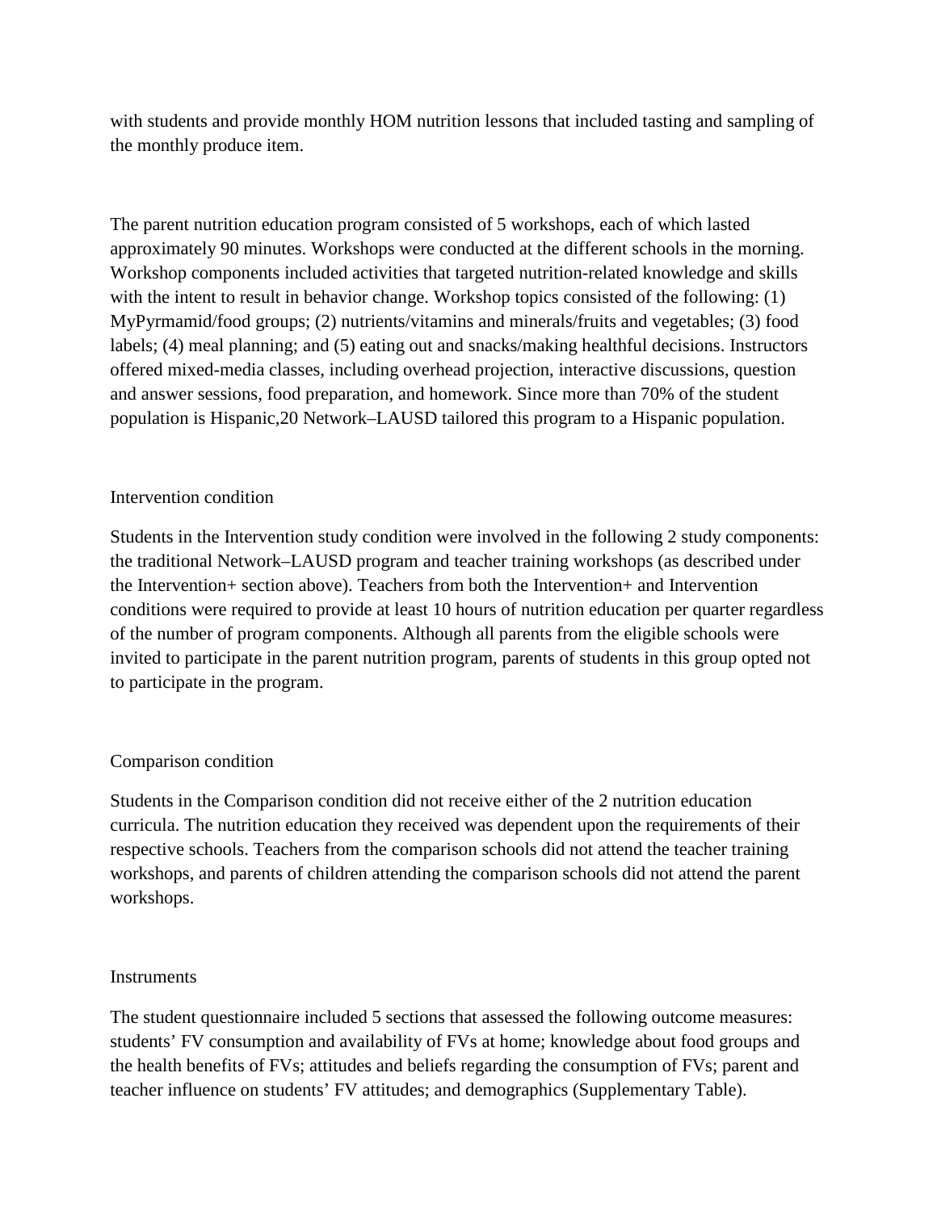with students and provide monthly HOM nutrition lessons that included tasting and sampling of the monthly produce item.

The parent nutrition education program consisted of 5 workshops, each of which lasted approximately 90 minutes. Workshops were conducted at the different schools in the morning. Workshop components included activities that targeted nutrition-related knowledge and skills with the intent to result in behavior change. Workshop topics consisted of the following: (1) MyPyrmamid/food groups; (2) nutrients/vitamins and minerals/fruits and vegetables; (3) food labels; (4) meal planning; and (5) eating out and snacks/making healthful decisions. Instructors offered mixed-media classes, including overhead projection, interactive discussions, question and answer sessions, food preparation, and homework. Since more than 70% of the student population is Hispanic,[20] Network–LAUSD tailored this program to a Hispanic population.

### Intervention condition

Students in the Intervention study condition were involved in the following 2 study components: the traditional Network–LAUSD program and teacher training workshops (as described under the Intervention+ section above). Teachers from both the Intervention+ and Intervention conditions were required to provide at least 10 hours of nutrition education per quarter regardless of the number of program components. Although all parents from the eligible schools were invited to participate in the parent nutrition program, parents of students in this group opted not to participate in the program.

### Comparison condition

Students in the Comparison condition did not receive either of the 2 nutrition education curricula. The nutrition education they received was dependent upon the requirements of their respective schools. Teachers from the comparison schools did not attend the teacher training workshops, and parents of children attending the comparison schools did not attend the parent workshops.

### Instruments

The student questionnaire included 5 sections that assessed the following outcome measures: students' FV consumption and availability of FVs at home; knowledge about food groups and the health benefits of FVs; attitudes and beliefs regarding the consumption of FVs; parent and teacher influence on students' FV attitudes; and demographics (Supplementary Table).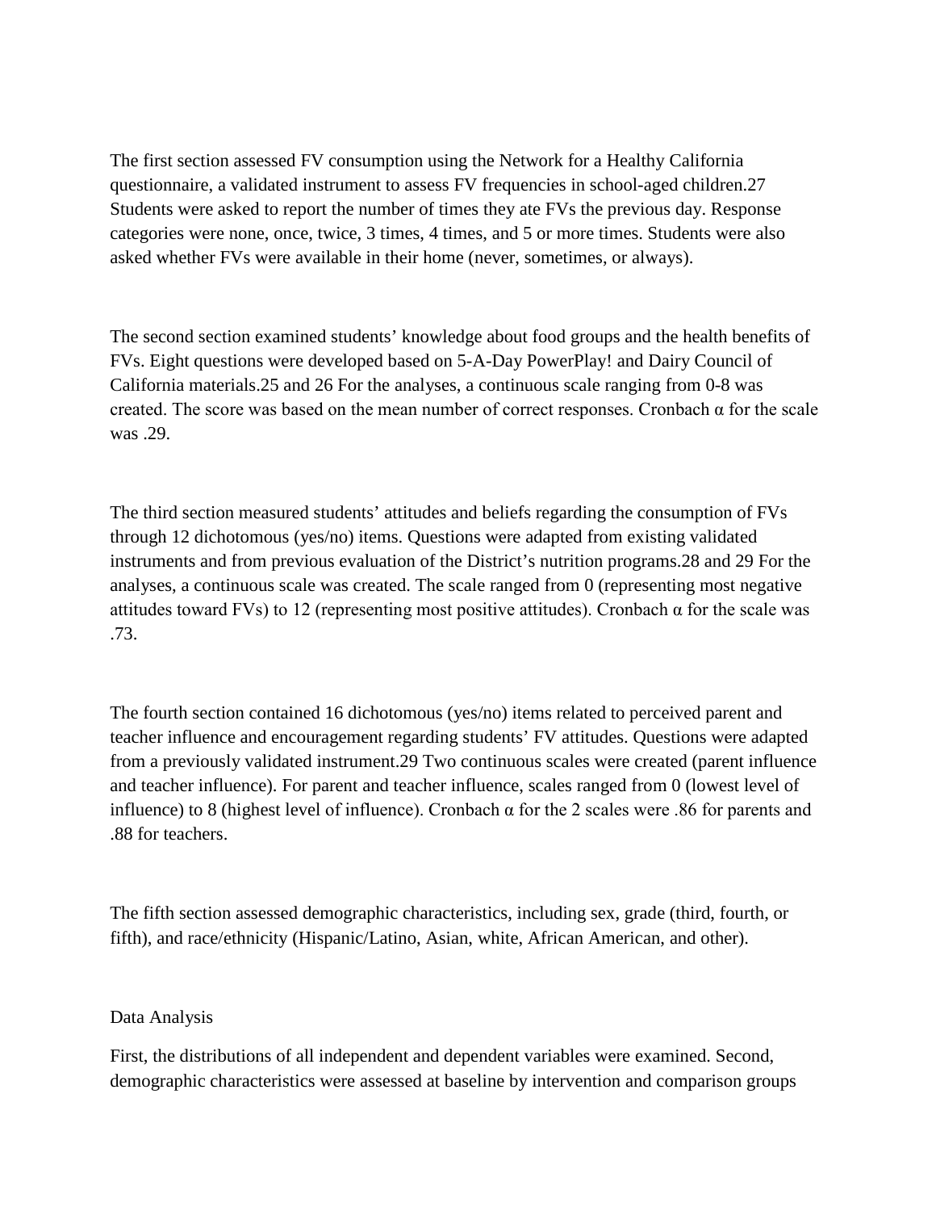The first section assessed FV consumption using the Network for a Healthy California questionnaire, a validated instrument to assess FV frequencies in school-aged children.27 Students were asked to report the number of times they ate FVs the previous day. Response categories were none, once, twice, 3 times, 4 times, and 5 or more times. Students were also asked whether FVs were available in their home (never, sometimes, or always).

The second section examined students' knowledge about food groups and the health benefits of FVs. Eight questions were developed based on 5-A-Day PowerPlay! and Dairy Council of California materials.25 and 26 For the analyses, a continuous scale ranging from 0-8 was created. The score was based on the mean number of correct responses. Cronbach α for the scale was .29.

The third section measured students' attitudes and beliefs regarding the consumption of FVs through 12 dichotomous (yes/no) items. Questions were adapted from existing validated instruments and from previous evaluation of the District's nutrition programs.28 and 29 For the analyses, a continuous scale was created. The scale ranged from 0 (representing most negative attitudes toward FVs) to 12 (representing most positive attitudes). Cronbach α for the scale was .73.

The fourth section contained 16 dichotomous (yes/no) items related to perceived parent and teacher influence and encouragement regarding students' FV attitudes. Questions were adapted from a previously validated instrument.29 Two continuous scales were created (parent influence and teacher influence). For parent and teacher influence, scales ranged from 0 (lowest level of influence) to 8 (highest level of influence). Cronbach α for the 2 scales were .86 for parents and .88 for teachers.

The fifth section assessed demographic characteristics, including sex, grade (third, fourth, or fifth), and race/ethnicity (Hispanic/Latino, Asian, white, African American, and other).

## Data Analysis

First, the distributions of all independent and dependent variables were examined. Second, demographic characteristics were assessed at baseline by intervention and comparison groups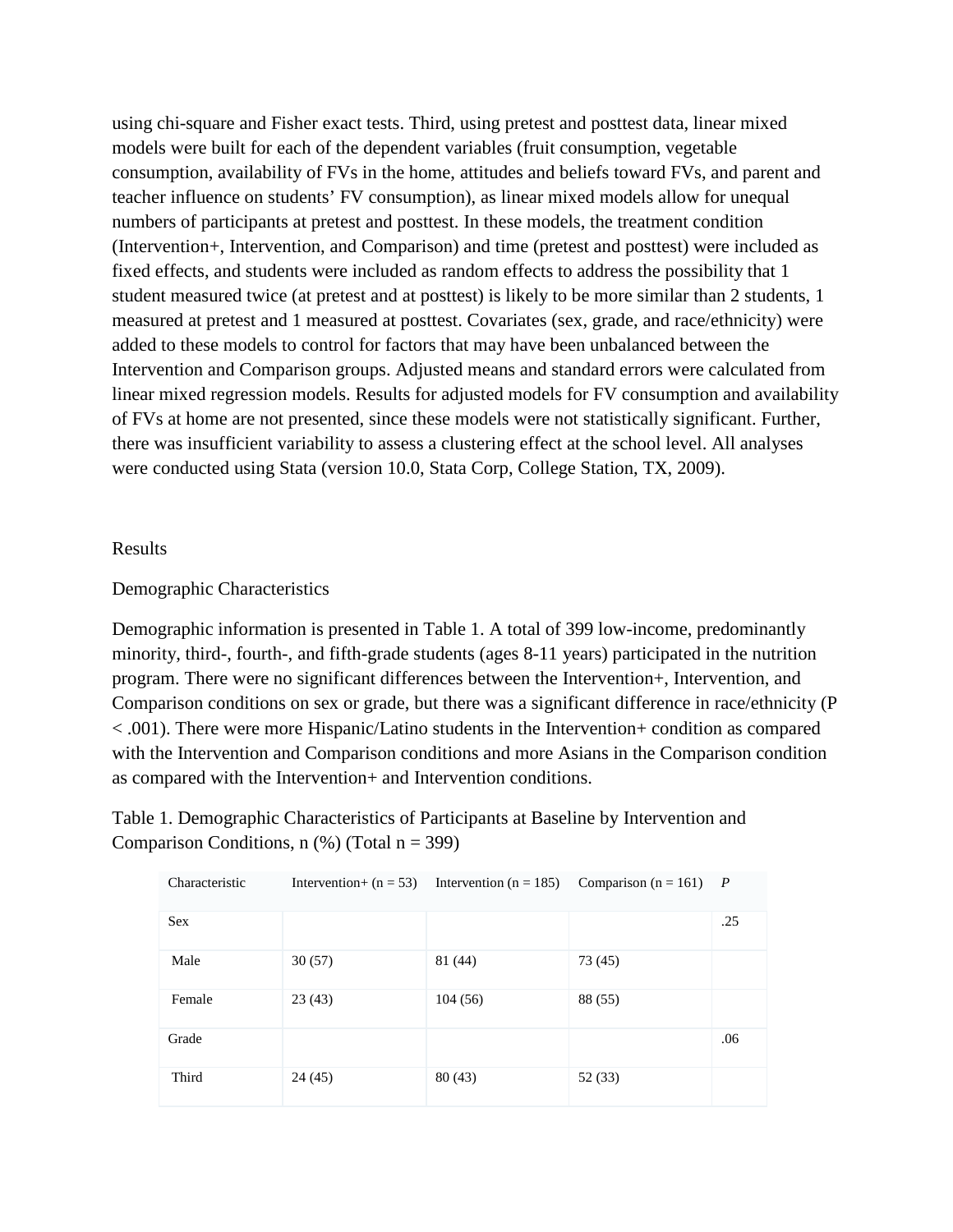using chi-square and Fisher exact tests. Third, using pretest and posttest data, linear mixed models were built for each of the dependent variables (fruit consumption, vegetable consumption, availability of FVs in the home, attitudes and beliefs toward FVs, and parent and teacher influence on students' FV consumption), as linear mixed models allow for unequal numbers of participants at pretest and posttest. In these models, the treatment condition (Intervention+, Intervention, and Comparison) and time (pretest and posttest) were included as fixed effects, and students were included as random effects to address the possibility that 1 student measured twice (at pretest and at posttest) is likely to be more similar than 2 students, 1 measured at pretest and 1 measured at posttest. Covariates (sex, grade, and race/ethnicity) were added to these models to control for factors that may have been unbalanced between the Intervention and Comparison groups. Adjusted means and standard errors were calculated from linear mixed regression models. Results for adjusted models for FV consumption and availability of FVs at home are not presented, since these models were not statistically significant. Further, there was insufficient variability to assess a clustering effect at the school level. All analyses were conducted using Stata (version 10.0, Stata Corp, College Station, TX, 2009).

## Results

### Demographic Characteristics

Demographic information is presented in Table 1. A total of 399 low-income, predominantly minority, third-, fourth-, and fifth-grade students (ages 8-11 years) participated in the nutrition program. There were no significant differences between the Intervention+, Intervention, and Comparison conditions on sex or grade, but there was a significant difference in race/ethnicity ($P < .001$). There were more Hispanic/Latino students in the Intervention+ condition as compared with the Intervention and Comparison conditions and more Asians in the Comparison condition as compared with the Intervention+ and Intervention conditions.

Table 1. Demographic Characteristics of Participants at Baseline by Intervention and Comparison Conditions, n (%) (Total n = 399)

| Characteristic | Intervention+ (n = 53) | Intervention (n = 185) | Comparison (n = 161) | *P* |
|---|---|---|---|---|
| Sex | | | | .25 |
| Male | 30 (57) | 81 (44) | 73 (45) | |
| Female | 23 (43) | 104 (56) | 88 (55) | |
| Grade | | | | .06 |
| Third | 24 (45) | 80 (43) | 52 (33) | |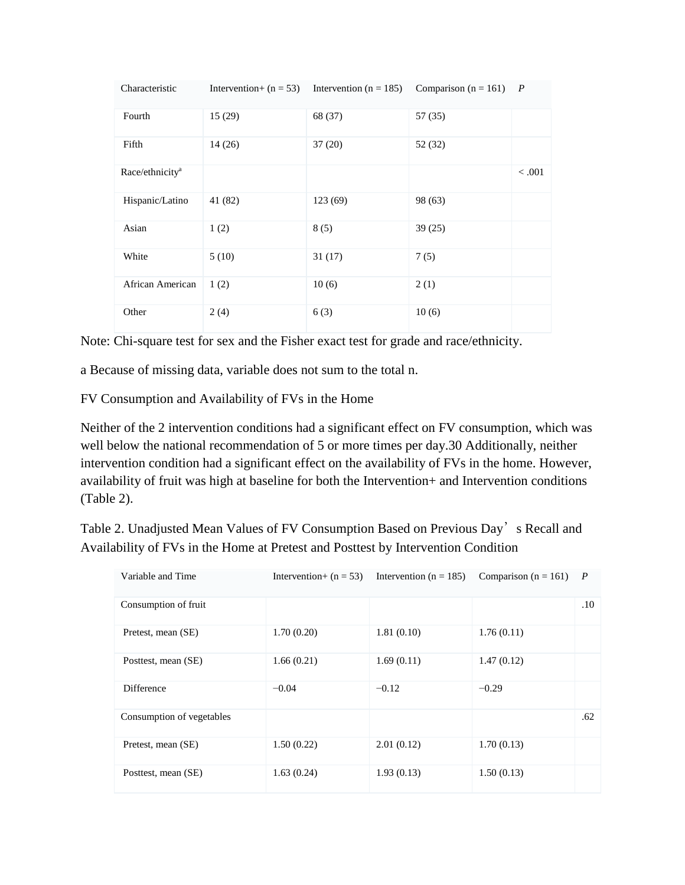| Characteristic | Intervention+ (n = 53) | Intervention (n = 185) | Comparison (n = 161) | *P* |
|---|---|---|---|---|
| Fourth | 15 (29) | 68 (37) | 57 (35) | |
| Fifth | 14 (26) | 37 (20) | 52 (32) | |
| Race/ethnicity[a] | | | | < .001 |
| Hispanic/Latino | 41 (82) | 123 (69) | 98 (63) | |
| Asian | 1 (2) | 8 (5) | 39 (25) | |
| White | 5 (10) | 31 (17) | 7 (5) | |
| African American | 1 (2) | 10 (6) | 2 (1) | |
| Other | 2 (4) | 6 (3) | 10 (6) | |

Note: Chi-square test for sex and the Fisher exact test for grade and race/ethnicity.

a Because of missing data, variable does not sum to the total n.

FV Consumption and Availability of FVs in the Home

Neither of the 2 intervention conditions had a significant effect on FV consumption, which was well below the national recommendation of 5 or more times per day.30 Additionally, neither intervention condition had a significant effect on the availability of FVs in the home. However, availability of fruit was high at baseline for both the Intervention+ and Intervention conditions (Table 2).

Table 2. Unadjusted Mean Values of FV Consumption Based on Previous Day's Recall and Availability of FVs in the Home at Pretest and Posttest by Intervention Condition

| Variable and Time | Intervention+ (n = 53) | Intervention (n = 185) | Comparison (n = 161) | *P* |
|---|---|---|---|---|
| Consumption of fruit | | | | .10 |
| Pretest, mean (SE) | 1.70 (0.20) | 1.81 (0.10) | 1.76 (0.11) | |
| Posttest, mean (SE) | 1.66 (0.21) | 1.69 (0.11) | 1.47 (0.12) | |
| Difference | −0.04 | −0.12 | −0.29 | |
| Consumption of vegetables | | | | .62 |
| Pretest, mean (SE) | 1.50 (0.22) | 2.01 (0.12) | 1.70 (0.13) | |
| Posttest, mean (SE) | 1.63 (0.24) | 1.93 (0.13) | 1.50 (0.13) | |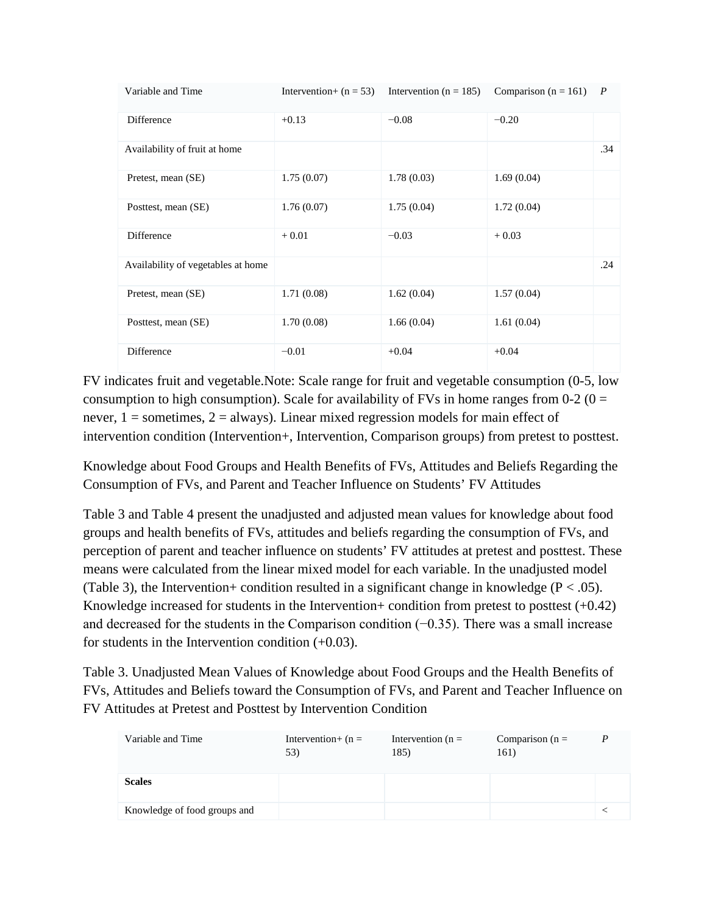| Variable and Time | Intervention+ (n = 53) | Intervention (n = 185) | Comparison (n = 161) | *P* |
|---|---|---|---|---|
| Difference | +0.13 | −0.08 | −0.20 | |
| Availability of fruit at home | | | | .34 |
| Pretest, mean (SE) | 1.75 (0.07) | 1.78 (0.03) | 1.69 (0.04) | |
| Posttest, mean (SE) | 1.76 (0.07) | 1.75 (0.04) | 1.72 (0.04) | |
| Difference | + 0.01 | −0.03 | + 0.03 | |
| Availability of vegetables at home | | | | .24 |
| Pretest, mean (SE) | 1.71 (0.08) | 1.62 (0.04) | 1.57 (0.04) | |
| Posttest, mean (SE) | 1.70 (0.08) | 1.66 (0.04) | 1.61 (0.04) | |
| Difference | −0.01 | +0.04 | +0.04 | |

FV indicates fruit and vegetable.Note: Scale range for fruit and vegetable consumption (0-5, low consumption to high consumption). Scale for availability of FVs in home ranges from 0-2 (0 = never, 1 = sometimes, 2 = always). Linear mixed regression models for main effect of intervention condition (Intervention+, Intervention, Comparison groups) from pretest to posttest.

Knowledge about Food Groups and Health Benefits of FVs, Attitudes and Beliefs Regarding the Consumption of FVs, and Parent and Teacher Influence on Students' FV Attitudes

Table 3 and Table 4 present the unadjusted and adjusted mean values for knowledge about food groups and health benefits of FVs, attitudes and beliefs regarding the consumption of FVs, and perception of parent and teacher influence on students' FV attitudes at pretest and posttest. These means were calculated from the linear mixed model for each variable. In the unadjusted model (Table 3), the Intervention+ condition resulted in a significant change in knowledge ($P < .05$). Knowledge increased for students in the Intervention+ condition from pretest to posttest (+0.42) and decreased for the students in the Comparison condition (−0.35). There was a small increase for students in the Intervention condition (+0.03).

Table 3. Unadjusted Mean Values of Knowledge about Food Groups and the Health Benefits of FVs, Attitudes and Beliefs toward the Consumption of FVs, and Parent and Teacher Influence on FV Attitudes at Pretest and Posttest by Intervention Condition

| Variable and Time | Intervention+ (n = 53) | Intervention (n = 185) | Comparison (n = 161) | *P* |
|---|---|---|---|---|
| **Scales** | | | | |
| Knowledge of food groups and | | | | < |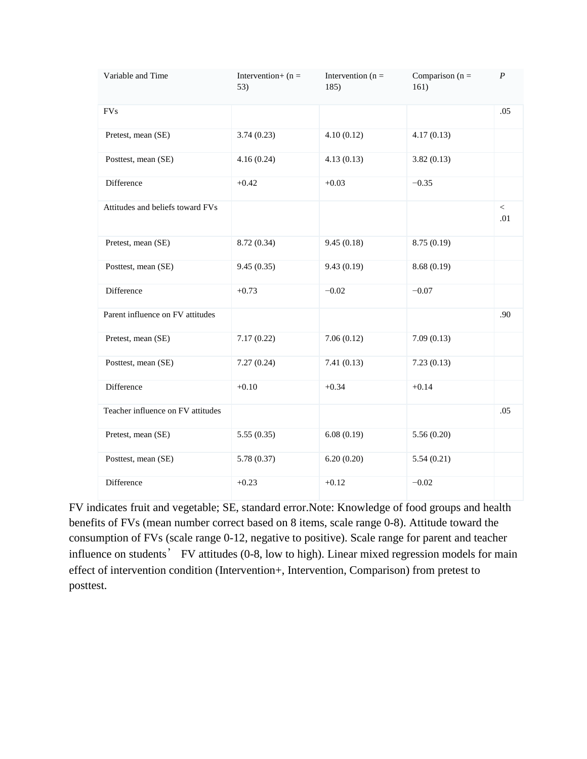| Variable and Time | Intervention+ (n = 53) | Intervention (n = 185) | Comparison (n = 161) | *P* |
|---|---|---|---|---|
| FVs | | | | .05 |
| Pretest, mean (SE) | 3.74 (0.23) | 4.10 (0.12) | 4.17 (0.13) | |
| Posttest, mean (SE) | 4.16 (0.24) | 4.13 (0.13) | 3.82 (0.13) | |
| Difference | +0.42 | +0.03 | −0.35 | |
| Attitudes and beliefs toward FVs | | | | < .01 |
| Pretest, mean (SE) | 8.72 (0.34) | 9.45 (0.18) | 8.75 (0.19) | |
| Posttest, mean (SE) | 9.45 (0.35) | 9.43 (0.19) | 8.68 (0.19) | |
| Difference | +0.73 | −0.02 | −0.07 | |
| Parent influence on FV attitudes | | | | .90 |
| Pretest, mean (SE) | 7.17 (0.22) | 7.06 (0.12) | 7.09 (0.13) | |
| Posttest, mean (SE) | 7.27 (0.24) | 7.41 (0.13) | 7.23 (0.13) | |
| Difference | +0.10 | +0.34 | +0.14 | |
| Teacher influence on FV attitudes | | | | .05 |
| Pretest, mean (SE) | 5.55 (0.35) | 6.08 (0.19) | 5.56 (0.20) | |
| Posttest, mean (SE) | 5.78 (0.37) | 6.20 (0.20) | 5.54 (0.21) | |
| Difference | +0.23 | +0.12 | −0.02 | |

FV indicates fruit and vegetable; SE, standard error.Note: Knowledge of food groups and health benefits of FVs (mean number correct based on 8 items, scale range 0-8). Attitude toward the consumption of FVs (scale range 0-12, negative to positive). Scale range for parent and teacher influence on students' FV attitudes (0-8, low to high). Linear mixed regression models for main effect of intervention condition (Intervention+, Intervention, Comparison) from pretest to posttest.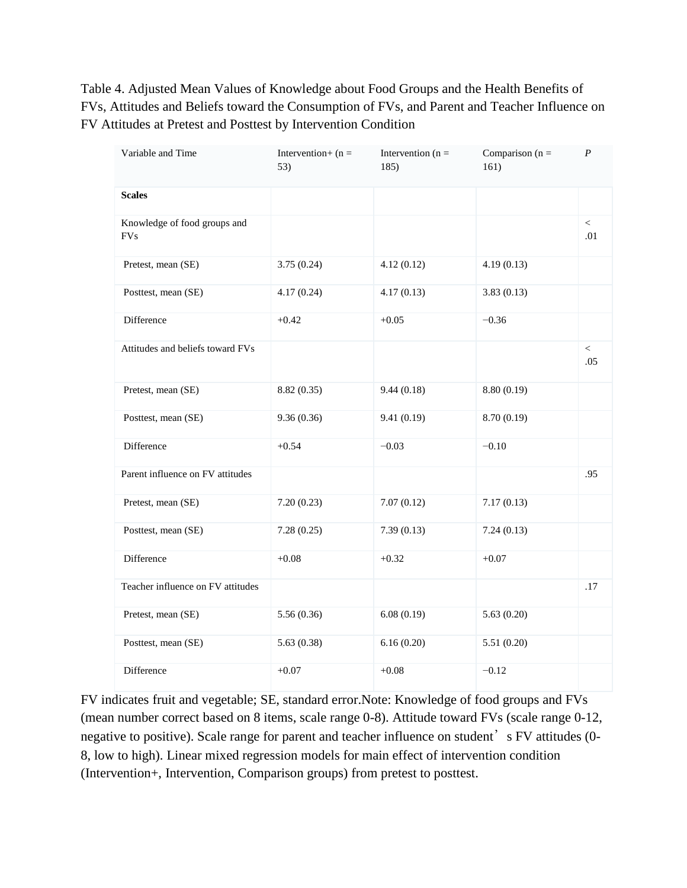Table 4. Adjusted Mean Values of Knowledge about Food Groups and the Health Benefits of FVs, Attitudes and Beliefs toward the Consumption of FVs, and Parent and Teacher Influence on FV Attitudes at Pretest and Posttest by Intervention Condition

| Variable and Time | Intervention+ (n = 53) | Intervention (n = 185) | Comparison (n = 161) | *P* |
|---|---|---|---|---|
| **Scales** | | | | |
| Knowledge of food groups and FVs | | | | < .01 |
| Pretest, mean (SE) | 3.75 (0.24) | 4.12 (0.12) | 4.19 (0.13) | |
| Posttest, mean (SE) | 4.17 (0.24) | 4.17 (0.13) | 3.83 (0.13) | |
| Difference | +0.42 | +0.05 | −0.36 | |
| Attitudes and beliefs toward FVs | | | | < .05 |
| Pretest, mean (SE) | 8.82 (0.35) | 9.44 (0.18) | 8.80 (0.19) | |
| Posttest, mean (SE) | 9.36 (0.36) | 9.41 (0.19) | 8.70 (0.19) | |
| Difference | +0.54 | −0.03 | −0.10 | |
| Parent influence on FV attitudes | | | | .95 |
| Pretest, mean (SE) | 7.20 (0.23) | 7.07 (0.12) | 7.17 (0.13) | |
| Posttest, mean (SE) | 7.28 (0.25) | 7.39 (0.13) | 7.24 (0.13) | |
| Difference | +0.08 | +0.32 | +0.07 | |
| Teacher influence on FV attitudes | | | | .17 |
| Pretest, mean (SE) | 5.56 (0.36) | 6.08 (0.19) | 5.63 (0.20) | |
| Posttest, mean (SE) | 5.63 (0.38) | 6.16 (0.20) | 5.51 (0.20) | |
| Difference | +0.07 | +0.08 | −0.12 | |

FV indicates fruit and vegetable; SE, standard error.Note: Knowledge of food groups and FVs (mean number correct based on 8 items, scale range 0-8). Attitude toward FVs (scale range 0-12, negative to positive). Scale range for parent and teacher influence on student's FV attitudes (0-8, low to high). Linear mixed regression models for main effect of intervention condition (Intervention+, Intervention, Comparison groups) from pretest to posttest.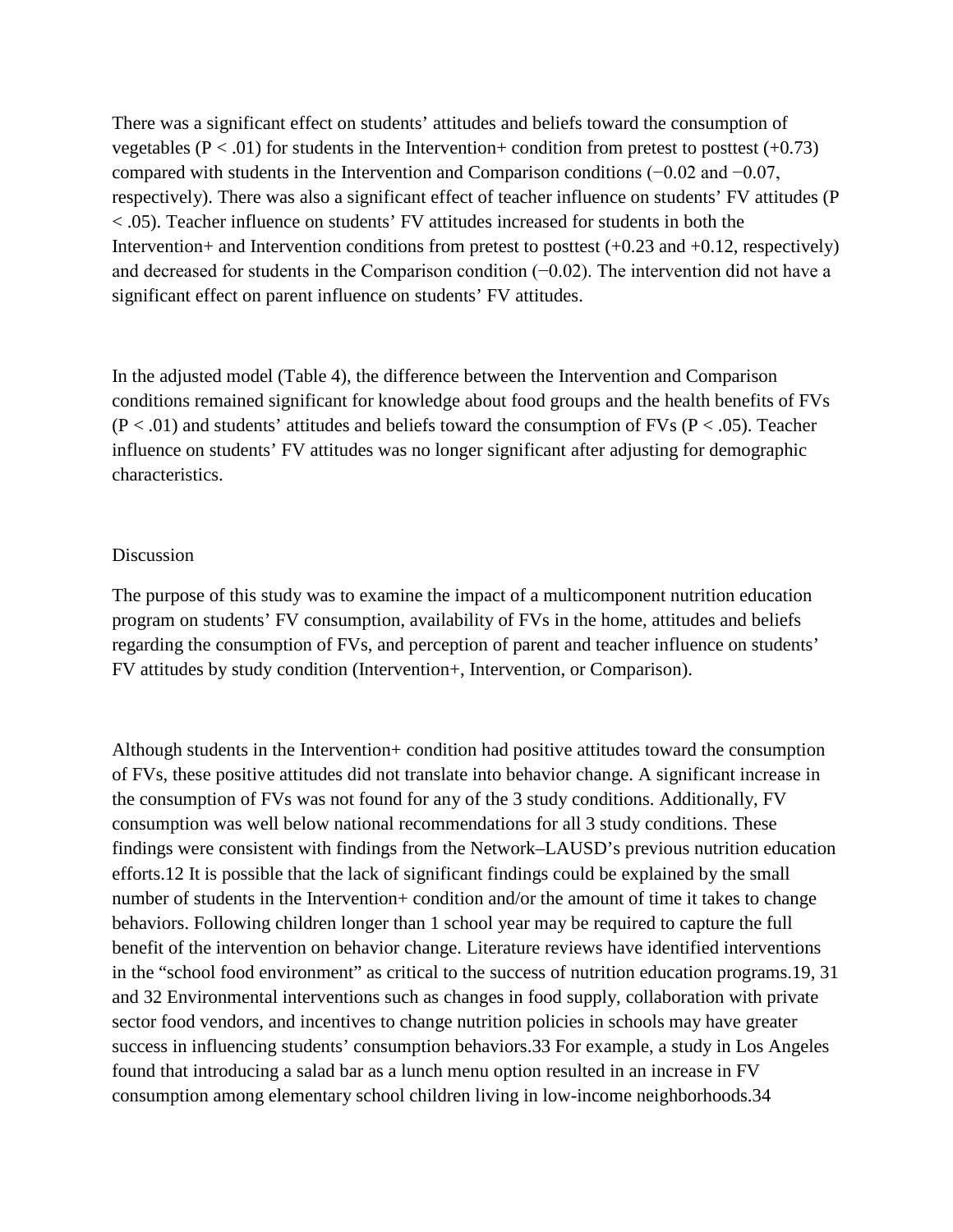There was a significant effect on students' attitudes and beliefs toward the consumption of vegetables ($P < .01$) for students in the Intervention+ condition from pretest to posttest (+0.73) compared with students in the Intervention and Comparison conditions (−0.02 and −0.07, respectively). There was also a significant effect of teacher influence on students' FV attitudes ($P < .05$). Teacher influence on students' FV attitudes increased for students in both the Intervention+ and Intervention conditions from pretest to posttest (+0.23 and +0.12, respectively) and decreased for students in the Comparison condition (−0.02). The intervention did not have a significant effect on parent influence on students' FV attitudes.

In the adjusted model (Table 4), the difference between the Intervention and Comparison conditions remained significant for knowledge about food groups and the health benefits of FVs ($P < .01$) and students' attitudes and beliefs toward the consumption of FVs ($P < .05$). Teacher influence on students' FV attitudes was no longer significant after adjusting for demographic characteristics.

## Discussion

The purpose of this study was to examine the impact of a multicomponent nutrition education program on students' FV consumption, availability of FVs in the home, attitudes and beliefs regarding the consumption of FVs, and perception of parent and teacher influence on students' FV attitudes by study condition (Intervention+, Intervention, or Comparison).

Although students in the Intervention+ condition had positive attitudes toward the consumption of FVs, these positive attitudes did not translate into behavior change. A significant increase in the consumption of FVs was not found for any of the 3 study conditions. Additionally, FV consumption was well below national recommendations for all 3 study conditions. These findings were consistent with findings from the Network–LAUSD's previous nutrition education efforts.[12] It is possible that the lack of significant findings could be explained by the small number of students in the Intervention+ condition and/or the amount of time it takes to change behaviors. Following children longer than 1 school year may be required to capture the full benefit of the intervention on behavior change. Literature reviews have identified interventions in the "school food environment" as critical to the success of nutrition education programs.[19, 31 and 32] Environmental interventions such as changes in food supply, collaboration with private sector food vendors, and incentives to change nutrition policies in schools may have greater success in influencing students' consumption behaviors.[33] For example, a study in Los Angeles found that introducing a salad bar as a lunch menu option resulted in an increase in FV consumption among elementary school children living in low-income neighborhoods.[34]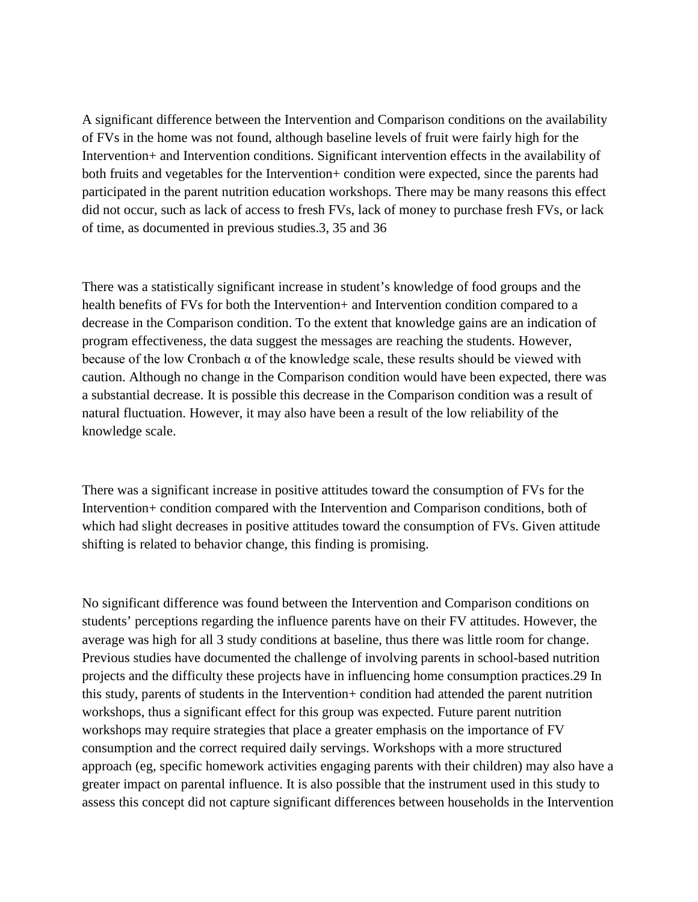A significant difference between the Intervention and Comparison conditions on the availability of FVs in the home was not found, although baseline levels of fruit were fairly high for the Intervention+ and Intervention conditions. Significant intervention effects in the availability of both fruits and vegetables for the Intervention+ condition were expected, since the parents had participated in the parent nutrition education workshops. There may be many reasons this effect did not occur, such as lack of access to fresh FVs, lack of money to purchase fresh FVs, or lack of time, as documented in previous studies.3, 35 and 36

There was a statistically significant increase in student's knowledge of food groups and the health benefits of FVs for both the Intervention+ and Intervention condition compared to a decrease in the Comparison condition. To the extent that knowledge gains are an indication of program effectiveness, the data suggest the messages are reaching the students. However, because of the low Cronbach α of the knowledge scale, these results should be viewed with caution. Although no change in the Comparison condition would have been expected, there was a substantial decrease. It is possible this decrease in the Comparison condition was a result of natural fluctuation. However, it may also have been a result of the low reliability of the knowledge scale.

There was a significant increase in positive attitudes toward the consumption of FVs for the Intervention+ condition compared with the Intervention and Comparison conditions, both of which had slight decreases in positive attitudes toward the consumption of FVs. Given attitude shifting is related to behavior change, this finding is promising.

No significant difference was found between the Intervention and Comparison conditions on students' perceptions regarding the influence parents have on their FV attitudes. However, the average was high for all 3 study conditions at baseline, thus there was little room for change. Previous studies have documented the challenge of involving parents in school-based nutrition projects and the difficulty these projects have in influencing home consumption practices.29 In this study, parents of students in the Intervention+ condition had attended the parent nutrition workshops, thus a significant effect for this group was expected. Future parent nutrition workshops may require strategies that place a greater emphasis on the importance of FV consumption and the correct required daily servings. Workshops with a more structured approach (eg, specific homework activities engaging parents with their children) may also have a greater impact on parental influence. It is also possible that the instrument used in this study to assess this concept did not capture significant differences between households in the Intervention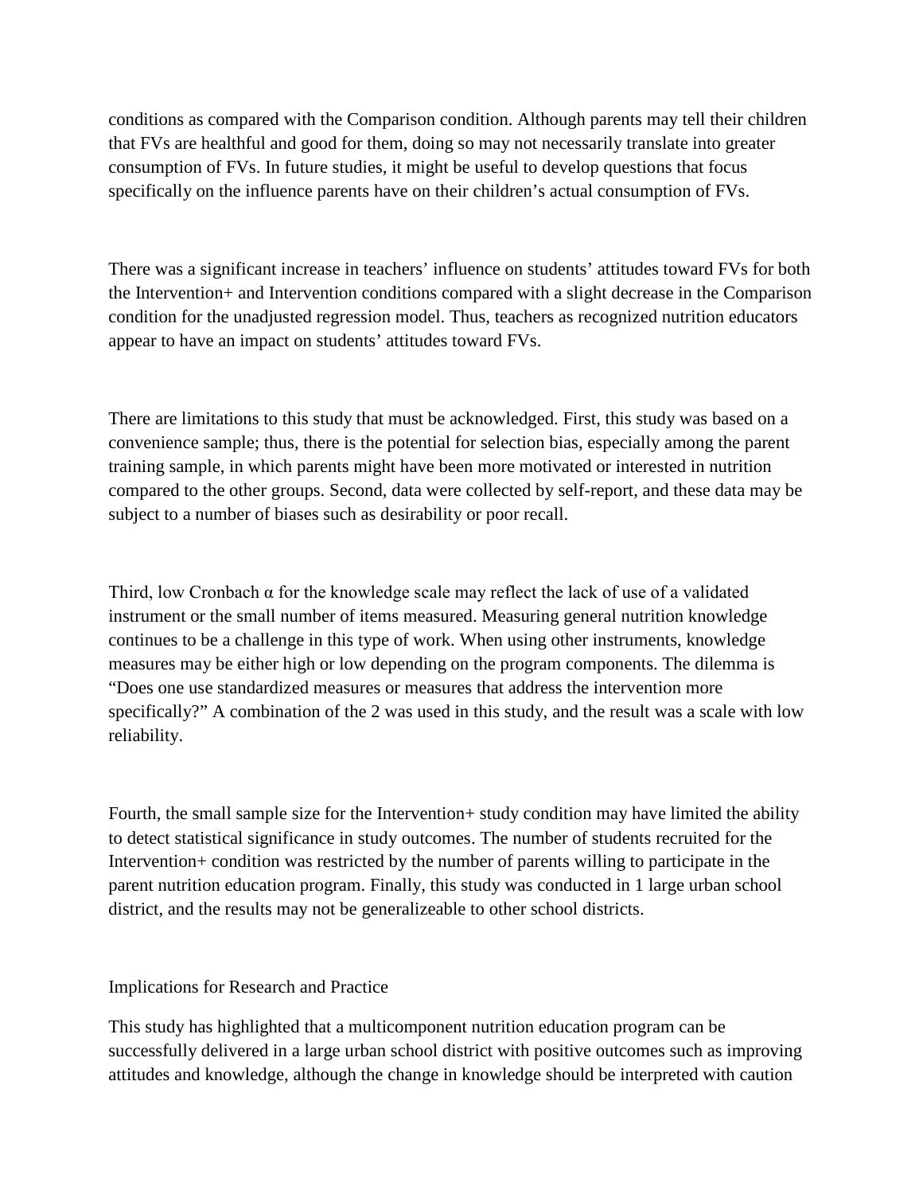conditions as compared with the Comparison condition. Although parents may tell their children that FVs are healthful and good for them, doing so may not necessarily translate into greater consumption of FVs. In future studies, it might be useful to develop questions that focus specifically on the influence parents have on their children's actual consumption of FVs.

There was a significant increase in teachers' influence on students' attitudes toward FVs for both the Intervention+ and Intervention conditions compared with a slight decrease in the Comparison condition for the unadjusted regression model. Thus, teachers as recognized nutrition educators appear to have an impact on students' attitudes toward FVs.

There are limitations to this study that must be acknowledged. First, this study was based on a convenience sample; thus, there is the potential for selection bias, especially among the parent training sample, in which parents might have been more motivated or interested in nutrition compared to the other groups. Second, data were collected by self-report, and these data may be subject to a number of biases such as desirability or poor recall.

Third, low Cronbach α for the knowledge scale may reflect the lack of use of a validated instrument or the small number of items measured. Measuring general nutrition knowledge continues to be a challenge in this type of work. When using other instruments, knowledge measures may be either high or low depending on the program components. The dilemma is "Does one use standardized measures or measures that address the intervention more specifically?" A combination of the 2 was used in this study, and the result was a scale with low reliability.

Fourth, the small sample size for the Intervention+ study condition may have limited the ability to detect statistical significance in study outcomes. The number of students recruited for the Intervention+ condition was restricted by the number of parents willing to participate in the parent nutrition education program. Finally, this study was conducted in 1 large urban school district, and the results may not be generalizeable to other school districts.

## Implications for Research and Practice

This study has highlighted that a multicomponent nutrition education program can be successfully delivered in a large urban school district with positive outcomes such as improving attitudes and knowledge, although the change in knowledge should be interpreted with caution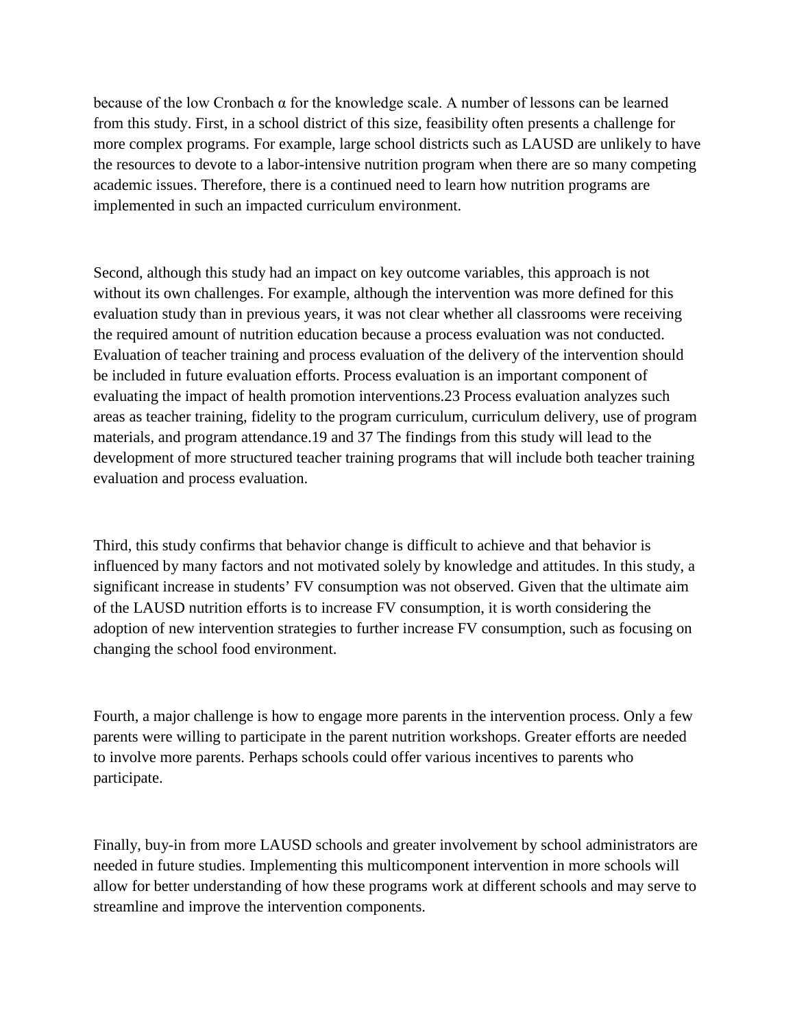because of the low Cronbach α for the knowledge scale. A number of lessons can be learned from this study. First, in a school district of this size, feasibility often presents a challenge for more complex programs. For example, large school districts such as LAUSD are unlikely to have the resources to devote to a labor-intensive nutrition program when there are so many competing academic issues. Therefore, there is a continued need to learn how nutrition programs are implemented in such an impacted curriculum environment.

Second, although this study had an impact on key outcome variables, this approach is not without its own challenges. For example, although the intervention was more defined for this evaluation study than in previous years, it was not clear whether all classrooms were receiving the required amount of nutrition education because a process evaluation was not conducted. Evaluation of teacher training and process evaluation of the delivery of the intervention should be included in future evaluation efforts. Process evaluation is an important component of evaluating the impact of health promotion interventions.[23] Process evaluation analyzes such areas as teacher training, fidelity to the program curriculum, curriculum delivery, use of program materials, and program attendance.[19 and 37] The findings from this study will lead to the development of more structured teacher training programs that will include both teacher training evaluation and process evaluation.

Third, this study confirms that behavior change is difficult to achieve and that behavior is influenced by many factors and not motivated solely by knowledge and attitudes. In this study, a significant increase in students' FV consumption was not observed. Given that the ultimate aim of the LAUSD nutrition efforts is to increase FV consumption, it is worth considering the adoption of new intervention strategies to further increase FV consumption, such as focusing on changing the school food environment.

Fourth, a major challenge is how to engage more parents in the intervention process. Only a few parents were willing to participate in the parent nutrition workshops. Greater efforts are needed to involve more parents. Perhaps schools could offer various incentives to parents who participate.

Finally, buy-in from more LAUSD schools and greater involvement by school administrators are needed in future studies. Implementing this multicomponent intervention in more schools will allow for better understanding of how these programs work at different schools and may serve to streamline and improve the intervention components.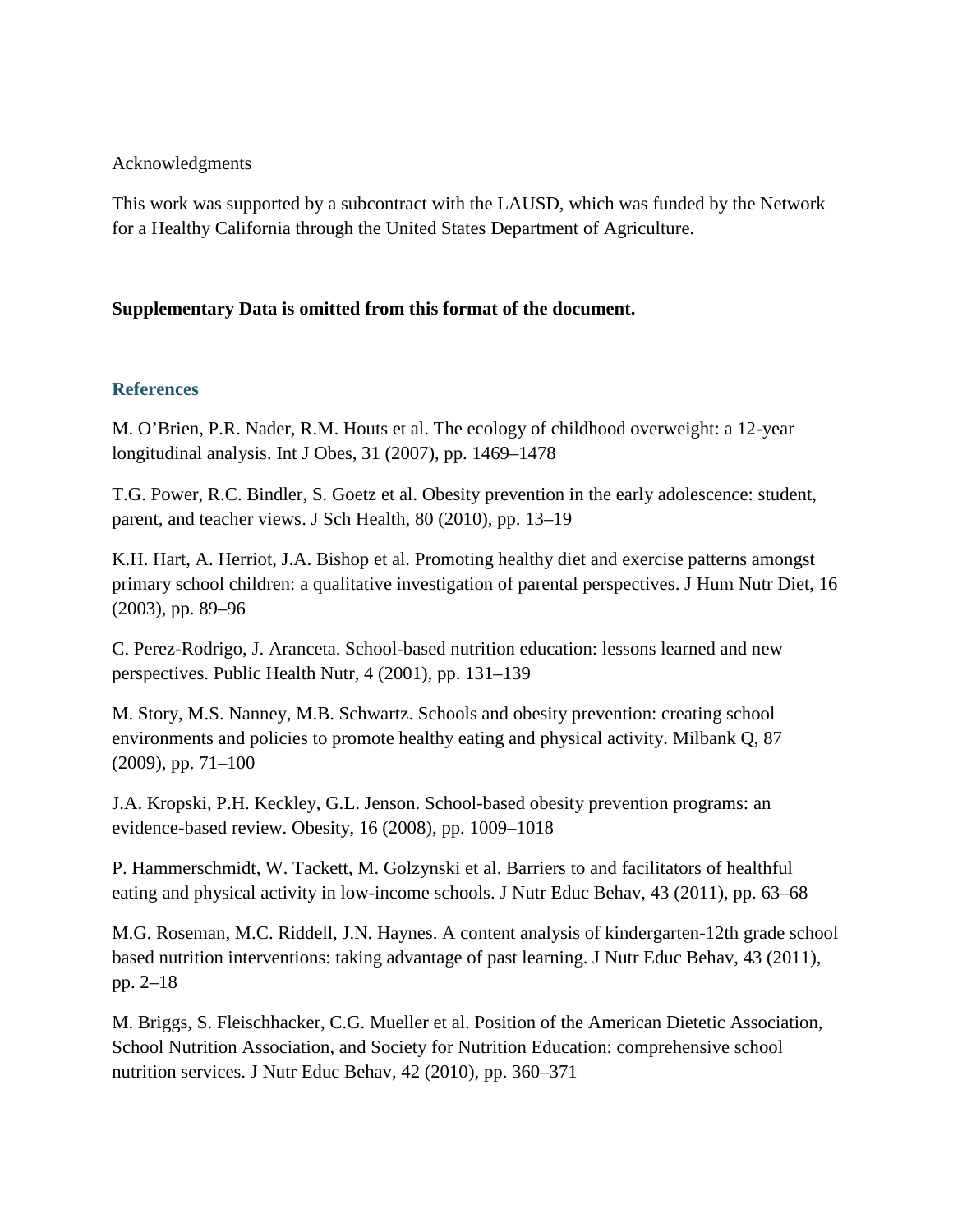Acknowledgments

This work was supported by a subcontract with the LAUSD, which was funded by the Network for a Healthy California through the United States Department of Agriculture.

**Supplementary Data is omitted from this format of the document.**

## References

M. O'Brien, P.R. Nader, R.M. Houts et al. The ecology of childhood overweight: a 12-year longitudinal analysis. Int J Obes, 31 (2007), pp. 1469–1478

T.G. Power, R.C. Bindler, S. Goetz et al. Obesity prevention in the early adolescence: student, parent, and teacher views. J Sch Health, 80 (2010), pp. 13–19

K.H. Hart, A. Herriot, J.A. Bishop et al. Promoting healthy diet and exercise patterns amongst primary school children: a qualitative investigation of parental perspectives. J Hum Nutr Diet, 16 (2003), pp. 89–96

C. Perez-Rodrigo, J. Aranceta. School-based nutrition education: lessons learned and new perspectives. Public Health Nutr, 4 (2001), pp. 131–139

M. Story, M.S. Nanney, M.B. Schwartz. Schools and obesity prevention: creating school environments and policies to promote healthy eating and physical activity. Milbank Q, 87 (2009), pp. 71–100

J.A. Kropski, P.H. Keckley, G.L. Jenson. School-based obesity prevention programs: an evidence-based review. Obesity, 16 (2008), pp. 1009–1018

P. Hammerschmidt, W. Tackett, M. Golzynski et al. Barriers to and facilitators of healthful eating and physical activity in low-income schools. J Nutr Educ Behav, 43 (2011), pp. 63–68

M.G. Roseman, M.C. Riddell, J.N. Haynes. A content analysis of kindergarten-12th grade school based nutrition interventions: taking advantage of past learning. J Nutr Educ Behav, 43 (2011), pp. 2–18

M. Briggs, S. Fleischhacker, C.G. Mueller et al. Position of the American Dietetic Association, School Nutrition Association, and Society for Nutrition Education: comprehensive school nutrition services. J Nutr Educ Behav, 42 (2010), pp. 360–371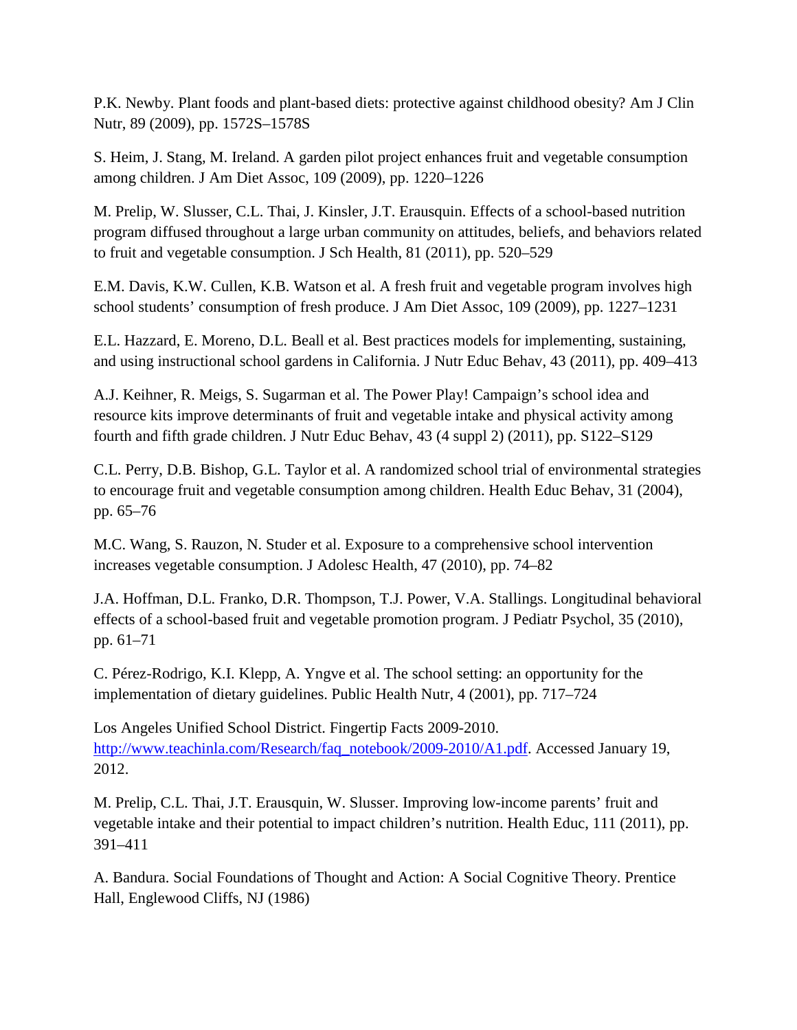P.K. Newby. Plant foods and plant-based diets: protective against childhood obesity? Am J Clin Nutr, 89 (2009), pp. 1572S–1578S

S. Heim, J. Stang, M. Ireland. A garden pilot project enhances fruit and vegetable consumption among children. J Am Diet Assoc, 109 (2009), pp. 1220–1226

M. Prelip, W. Slusser, C.L. Thai, J. Kinsler, J.T. Erausquin. Effects of a school-based nutrition program diffused throughout a large urban community on attitudes, beliefs, and behaviors related to fruit and vegetable consumption. J Sch Health, 81 (2011), pp. 520–529

E.M. Davis, K.W. Cullen, K.B. Watson et al. A fresh fruit and vegetable program involves high school students' consumption of fresh produce. J Am Diet Assoc, 109 (2009), pp. 1227–1231

E.L. Hazzard, E. Moreno, D.L. Beall et al. Best practices models for implementing, sustaining, and using instructional school gardens in California. J Nutr Educ Behav, 43 (2011), pp. 409–413

A.J. Keihner, R. Meigs, S. Sugarman et al. The Power Play! Campaign's school idea and resource kits improve determinants of fruit and vegetable intake and physical activity among fourth and fifth grade children. J Nutr Educ Behav, 43 (4 suppl 2) (2011), pp. S122–S129

C.L. Perry, D.B. Bishop, G.L. Taylor et al. A randomized school trial of environmental strategies to encourage fruit and vegetable consumption among children. Health Educ Behav, 31 (2004), pp. 65–76

M.C. Wang, S. Rauzon, N. Studer et al. Exposure to a comprehensive school intervention increases vegetable consumption. J Adolesc Health, 47 (2010), pp. 74–82

J.A. Hoffman, D.L. Franko, D.R. Thompson, T.J. Power, V.A. Stallings. Longitudinal behavioral effects of a school-based fruit and vegetable promotion program. J Pediatr Psychol, 35 (2010), pp. 61–71

C. Pérez-Rodrigo, K.I. Klepp, A. Yngve et al. The school setting: an opportunity for the implementation of dietary guidelines. Public Health Nutr, 4 (2001), pp. 717–724

Los Angeles Unified School District. Fingertip Facts 2009-2010. http://www.teachinla.com/Research/faq_notebook/2009-2010/A1.pdf. Accessed January 19, 2012.

M. Prelip, C.L. Thai, J.T. Erausquin, W. Slusser. Improving low-income parents' fruit and vegetable intake and their potential to impact children's nutrition. Health Educ, 111 (2011), pp. 391–411

A. Bandura. Social Foundations of Thought and Action: A Social Cognitive Theory. Prentice Hall, Englewood Cliffs, NJ (1986)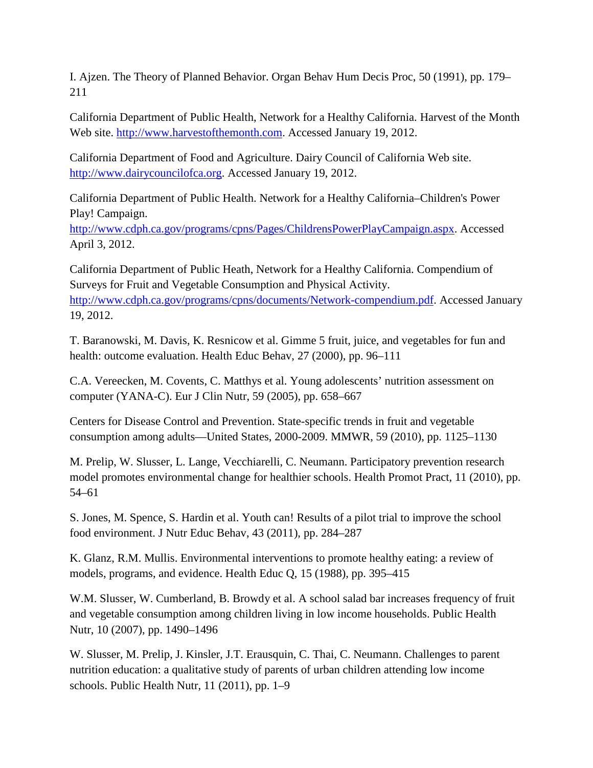I. Ajzen. The Theory of Planned Behavior. Organ Behav Hum Decis Proc, 50 (1991), pp. 179–211

California Department of Public Health, Network for a Healthy California. Harvest of the Month Web site. http://www.harvestofthemonth.com. Accessed January 19, 2012.

California Department of Food and Agriculture. Dairy Council of California Web site. http://www.dairycouncilofca.org. Accessed January 19, 2012.

California Department of Public Health. Network for a Healthy California–Children's Power Play! Campaign. http://www.cdph.ca.gov/programs/cpns/Pages/ChildrensPowerPlayCampaign.aspx. Accessed April 3, 2012.

California Department of Public Heath, Network for a Healthy California. Compendium of Surveys for Fruit and Vegetable Consumption and Physical Activity. http://www.cdph.ca.gov/programs/cpns/documents/Network-compendium.pdf. Accessed January 19, 2012.

T. Baranowski, M. Davis, K. Resnicow et al. Gimme 5 fruit, juice, and vegetables for fun and health: outcome evaluation. Health Educ Behav, 27 (2000), pp. 96–111

C.A. Vereecken, M. Covents, C. Matthys et al. Young adolescents' nutrition assessment on computer (YANA-C). Eur J Clin Nutr, 59 (2005), pp. 658–667

Centers for Disease Control and Prevention. State-specific trends in fruit and vegetable consumption among adults—United States, 2000-2009. MMWR, 59 (2010), pp. 1125–1130

M. Prelip, W. Slusser, L. Lange, Vecchiarelli, C. Neumann. Participatory prevention research model promotes environmental change for healthier schools. Health Promot Pract, 11 (2010), pp. 54–61

S. Jones, M. Spence, S. Hardin et al. Youth can! Results of a pilot trial to improve the school food environment. J Nutr Educ Behav, 43 (2011), pp. 284–287

K. Glanz, R.M. Mullis. Environmental interventions to promote healthy eating: a review of models, programs, and evidence. Health Educ Q, 15 (1988), pp. 395–415

W.M. Slusser, W. Cumberland, B. Browdy et al. A school salad bar increases frequency of fruit and vegetable consumption among children living in low income households. Public Health Nutr, 10 (2007), pp. 1490–1496

W. Slusser, M. Prelip, J. Kinsler, J.T. Erausquin, C. Thai, C. Neumann. Challenges to parent nutrition education: a qualitative study of parents of urban children attending low income schools. Public Health Nutr, 11 (2011), pp. 1–9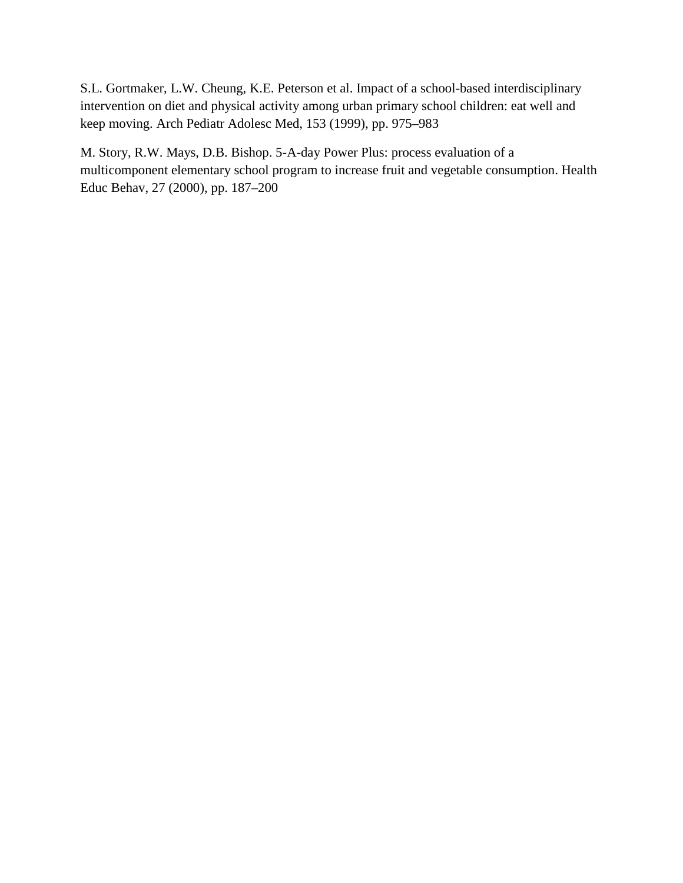S.L. Gortmaker, L.W. Cheung, K.E. Peterson et al. Impact of a school-based interdisciplinary intervention on diet and physical activity among urban primary school children: eat well and keep moving. Arch Pediatr Adolesc Med, 153 (1999), pp. 975–983

M. Story, R.W. Mays, D.B. Bishop. 5-A-day Power Plus: process evaluation of a multicomponent elementary school program to increase fruit and vegetable consumption. Health Educ Behav, 27 (2000), pp. 187–200